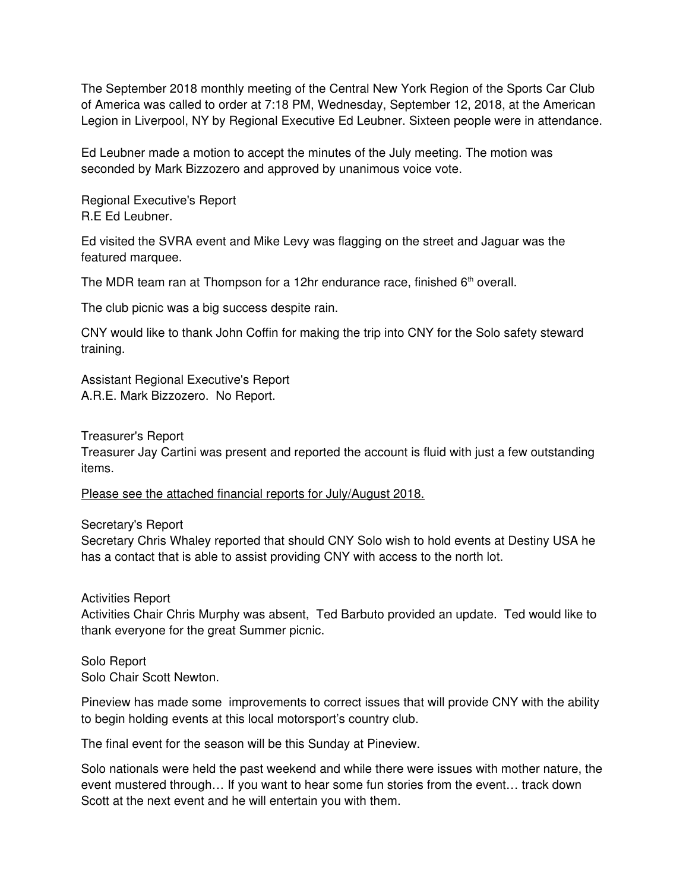The September 2018 monthly meeting of the Central New York Region of the Sports Car Club of America was called to order at 7:18 PM, Wednesday, September 12, 2018, at the American Legion in Liverpool, NY by Regional Executive Ed Leubner. Sixteen people were in attendance.

Ed Leubner made a motion to accept the minutes of the July meeting. The motion was seconded by Mark Bizzozero and approved by unanimous voice vote.

Regional Executive's Report
R.E Ed Leubner.

Ed visited the SVRA event and Mike Levy was flagging on the street and Jaguar was the featured marquee.

The MDR team ran at Thompson for a 12hr endurance race, finished 6th overall.

The club picnic was a big success despite rain.

CNY would like to thank John Coffin for making the trip into CNY for the Solo safety steward training.

Assistant Regional Executive's Report
A.R.E. Mark Bizzozero. No Report.

Treasurer's Report
Treasurer Jay Cartini was present and reported the account is fluid with just a few outstanding items.

<u>Please see the attached financial reports for July/August 2018.</u>

Secretary's Report
Secretary Chris Whaley reported that should CNY Solo wish to hold events at Destiny USA he has a contact that is able to assist providing CNY with access to the north lot.

Activities Report
Activities Chair Chris Murphy was absent, Ted Barbuto provided an update. Ted would like to thank everyone for the great Summer picnic.

Solo Report
Solo Chair Scott Newton.

Pineview has made some improvements to correct issues that will provide CNY with the ability to begin holding events at this local motorsport's country club.

The final event for the season will be this Sunday at Pineview.

Solo nationals were held the past weekend and while there were issues with mother nature, the event mustered through… If you want to hear some fun stories from the event… track down Scott at the next event and he will entertain you with them.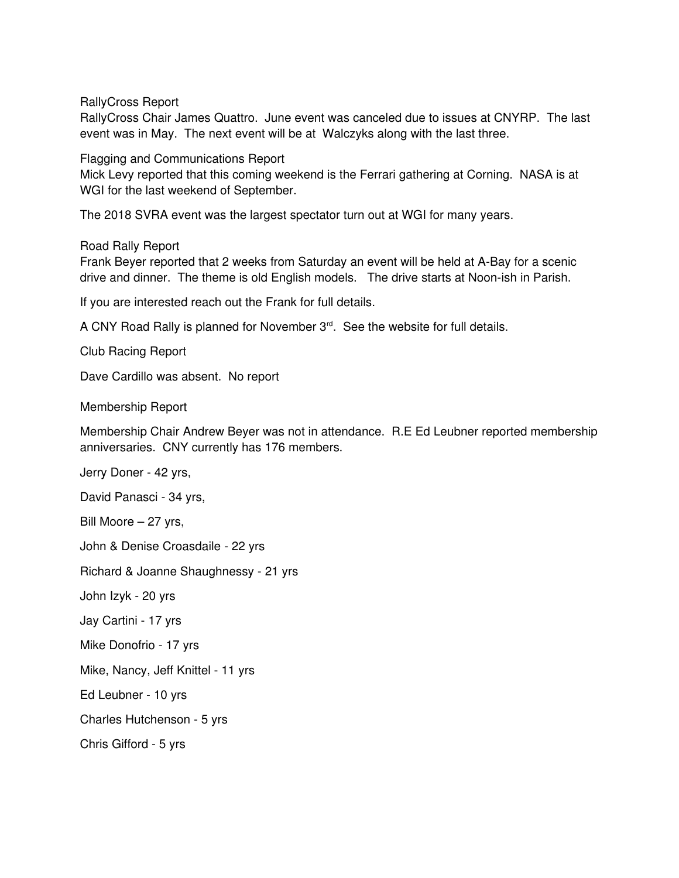RallyCross Report

RallyCross Chair James Quattro. June event was canceled due to issues at CNYRP. The last event was in May. The next event will be at Walczyks along with the last three.

Flagging and Communications Report

Mick Levy reported that this coming weekend is the Ferrari gathering at Corning. NASA is at WGI for the last weekend of September.

The 2018 SVRA event was the largest spectator turn out at WGI for many years.

Road Rally Report

Frank Beyer reported that 2 weeks from Saturday an event will be held at A-Bay for a scenic drive and dinner. The theme is old English models. The drive starts at Noon-ish in Parish.

If you are interested reach out the Frank for full details.

A CNY Road Rally is planned for November 3rd. See the website for full details.

Club Racing Report

Dave Cardillo was absent. No report

Membership Report

Membership Chair Andrew Beyer was not in attendance. R.E Ed Leubner reported membership anniversaries. CNY currently has 176 members.

Jerry Doner - 42 yrs,

David Panasci - 34 yrs,

Bill Moore – 27 yrs,

John & Denise Croasdaile - 22 yrs

Richard & Joanne Shaughnessy - 21 yrs

John Izyk - 20 yrs

Jay Cartini - 17 yrs

Mike Donofrio - 17 yrs

Mike, Nancy, Jeff Knittel - 11 yrs

Ed Leubner - 10 yrs

Charles Hutchenson - 5 yrs

Chris Gifford - 5 yrs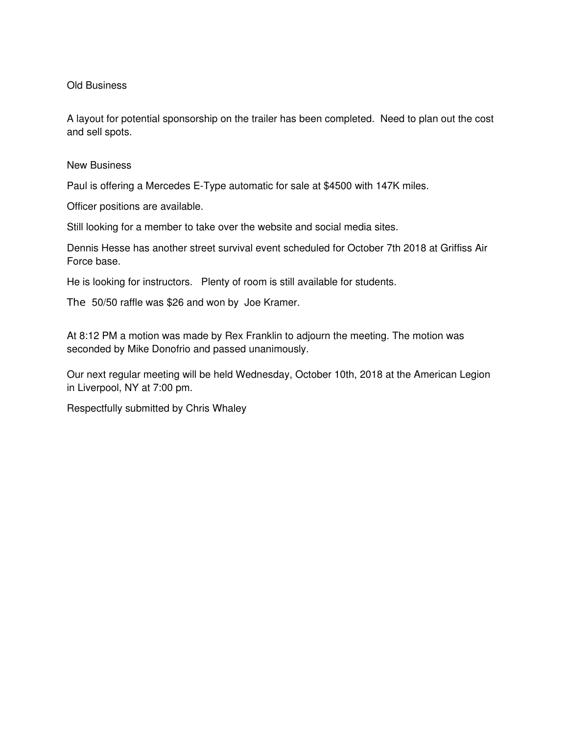## Old Business

A layout for potential sponsorship on the trailer has been completed. Need to plan out the cost and sell spots.

## New Business

Paul is offering a Mercedes E-Type automatic for sale at $4500 with 147K miles.

Officer positions are available.

Still looking for a member to take over the website and social media sites.

Dennis Hesse has another street survival event scheduled for October 7th 2018 at Griffiss Air Force base.

He is looking for instructors. Plenty of room is still available for students.

The 50/50 raffle was $26 and won by Joe Kramer.

At 8:12 PM a motion was made by Rex Franklin to adjourn the meeting. The motion was seconded by Mike Donofrio and passed unanimously.

Our next regular meeting will be held Wednesday, October 10th, 2018 at the American Legion in Liverpool, NY at 7:00 pm.

Respectfully submitted by Chris Whaley